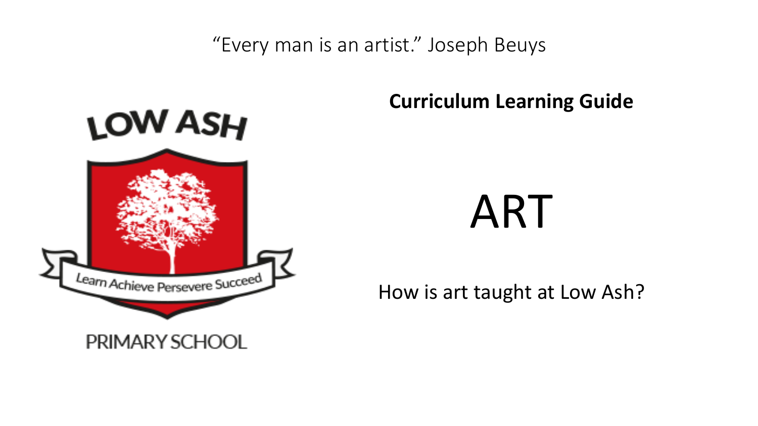"Every man is an artist." Joseph Beuys

LOW ASH

Learn Achieve Persevere Succeed

PRIMARY SCHOOL

**Curriculum Learning Guide**

# ART

How is art taught at Low Ash?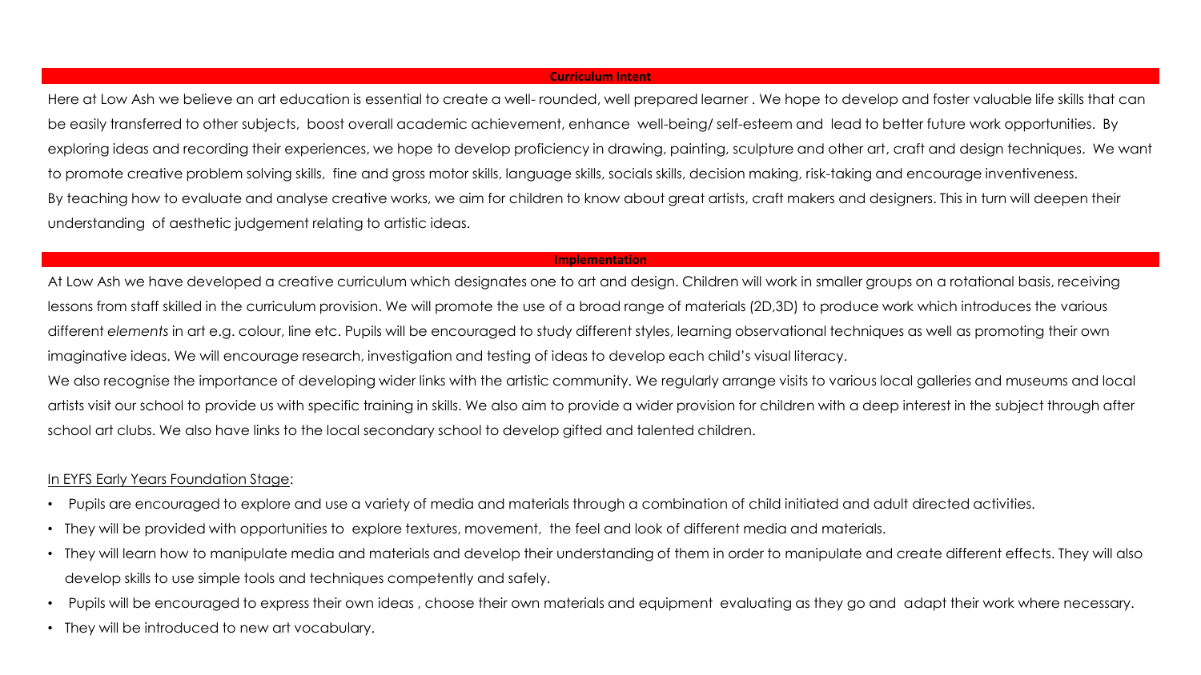## Curriculum Intent

Here at Low Ash we believe an art education is essential to create a well- rounded, well prepared learner . We hope to develop and foster valuable life skills that can be easily transferred to other subjects, boost overall academic achievement, enhance well-being/ self-esteem and lead to better future work opportunities. By exploring ideas and recording their experiences, we hope to develop proficiency in drawing, painting, sculpture and other art, craft and design techniques. We want to promote creative problem solving skills, fine and gross motor skills, language skills, socials skills, decision making, risk-taking and encourage inventiveness.

By teaching how to evaluate and analyse creative works, we aim for children to know about great artists, craft makers and designers. This in turn will deepen their understanding of aesthetic judgement relating to artistic ideas.

## Implementation

At Low Ash we have developed a creative curriculum which designates one to art and design. Children will work in smaller groups on a rotational basis, receiving lessons from staff skilled in the curriculum provision. We will promote the use of a broad range of materials (2D,3D) to produce work which introduces the various different *elements* in art e.g. colour, line etc. Pupils will be encouraged to study different styles, learning observational techniques as well as promoting their own imaginative ideas. We will encourage research, investigation and testing of ideas to develop each child's visual literacy.

We also recognise the importance of developing wider links with the artistic community. We regularly arrange visits to various local galleries and museums and local artists visit our school to provide us with specific training in skills. We also aim to provide a wider provision for children with a deep interest in the subject through after school art clubs. We also have links to the local secondary school to develop gifted and talented children.

<u>In EYFS Early Years Foundation Stage</u>:

- Pupils are encouraged to explore and use a variety of media and materials through a combination of child initiated and adult directed activities.
- They will be provided with opportunities to explore textures, movement, the feel and look of different media and materials.
- They will learn how to manipulate media and materials and develop their understanding of them in order to manipulate and create different effects. They will also develop skills to use simple tools and techniques competently and safely.
- Pupils will be encouraged to express their own ideas , choose their own materials and equipment evaluating as they go and adapt their work where necessary.
- They will be introduced to new art vocabulary.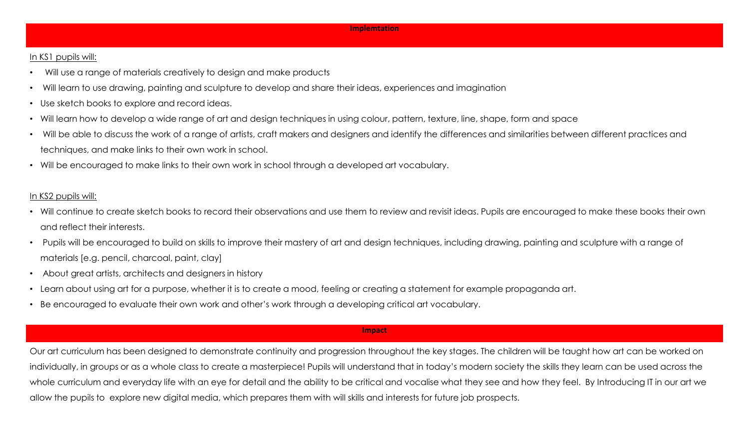## Implemtation

<u>In KS1 pupils will:</u>

- Will use a range of materials creatively to design and make products
- Will learn to use drawing, painting and sculpture to develop and share their ideas, experiences and imagination
- Use sketch books to explore and record ideas.
- Will learn how to develop a wide range of art and design techniques in using colour, pattern, texture, line, shape, form and space
- Will be able to discuss the work of a range of artists, craft makers and designers and identify the differences and similarities between different practices and techniques, and make links to their own work in school.
- Will be encouraged to make links to their own work in school through a developed art vocabulary.

<u>In KS2 pupils will:</u>

- Will continue to create sketch books to record their observations and use them to review and revisit ideas. Pupils are encouraged to make these books their own and reflect their interests.
- Pupils will be encouraged to build on skills to improve their mastery of art and design techniques, including drawing, painting and sculpture with a range of materials [e.g. pencil, charcoal, paint, clay]
- About great artists, architects and designers in history
- Learn about using art for a purpose, whether it is to create a mood, feeling or creating a statement for example propaganda art.
- Be encouraged to evaluate their own work and other's work through a developing critical art vocabulary.

## Impact

Our art curriculum has been designed to demonstrate continuity and progression throughout the key stages. The children will be taught how art can be worked on individually, in groups or as a whole class to create a masterpiece! Pupils will understand that in today's modern society the skills they learn can be used across the whole curriculum and everyday life with an eye for detail and the ability to be critical and vocalise what they see and how they feel. By Introducing IT in our art we allow the pupils to explore new digital media, which prepares them with will skills and interests for future job prospects.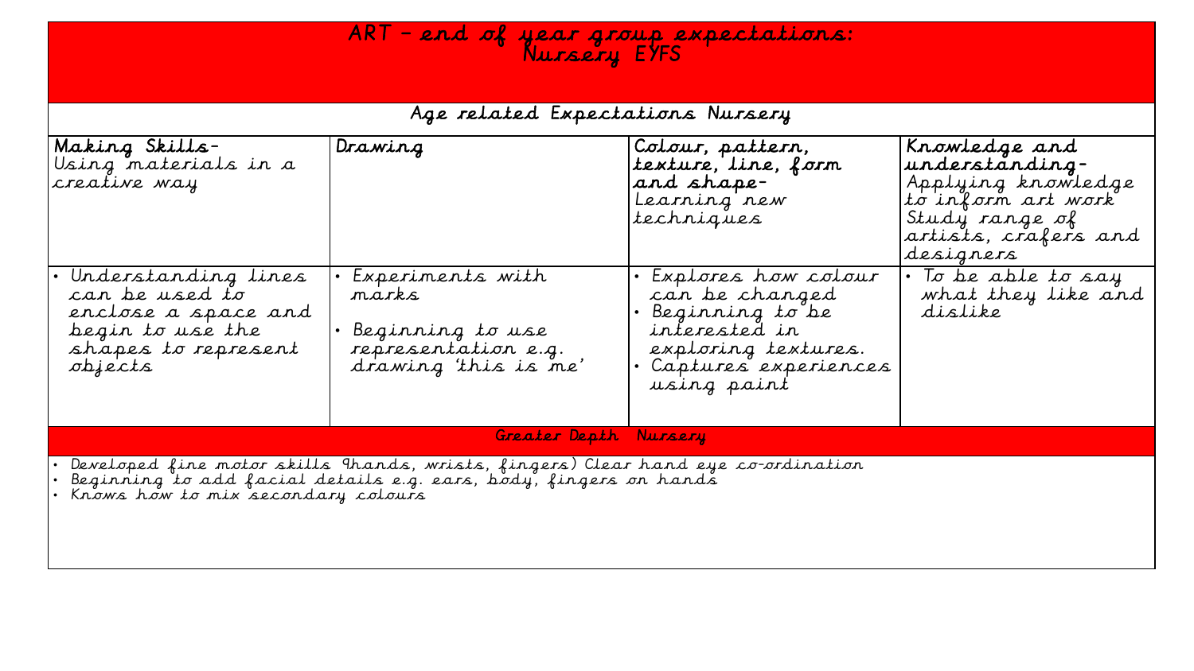# ART – end of year group expectations: Nursery EYFS

## Age related Expectations Nursery

| **Making Skills-** Using materials in a creative way | **Drawing** | **Colour, pattern, texture, line, form and shape-** Learning new techniques | **Knowledge and understanding-** Applying knowledge to inform art work Study range of artists, crafers and designers |
|---|---|---|---|
| • Understanding lines can be used to enclose a space and begin to use the shapes to represent objects | • Experiments with marks<br><br>• Beginning to use representation e.g. drawing 'this is me' | • Explores how colour can be changed<br>• Beginning to be interested in exploring textures.<br>• Captures experiences using paint | • To be able to say what they like and dislike |

## Greater Depth Nursery

- Developed fine motor skills 9hands, wrists, fingers) Clear hand eye co-ordination
- Beginning to add facial details e.g. ears, body, fingers on hands
- Knows how to mix secondary colours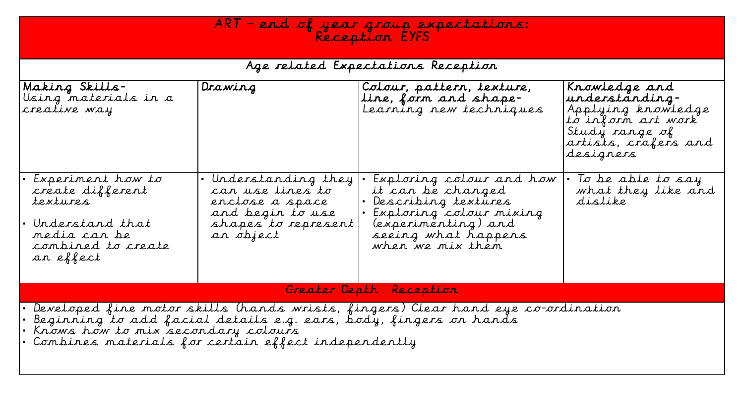# ART – end of year group expectations: Reception EYFS

## Age related Expectations Reception

| **Making Skills-** Using materials in a creative way | **Drawing** | **Colour, pattern, texture, line, form and shape-** Learning new techniques | **Knowledge and understanding-** Applying knowledge to inform art work Study range of artists, crafers and designers |
|---|---|---|---|
| • Experiment how to create different textures<br>• Understand that media can be combined to create an effect | • Understanding they can use lines to enclose a space and begin to use shapes to represent an object | • Exploring colour and how it can be changed<br>• Describing textures<br>• Exploring colour mixing (experimenting) and seeing what happens when we mix them | • To be able to say what they like and dislike |

## Greater Depth Reception

- Developed fine motor skills (hands wrists, fingers) Clear hand eye co-ordination
- Beginning to add facial details e.g. ears, body, fingers on hands
- Knows how to mix secondary colours
- Combines materials for certain effect independently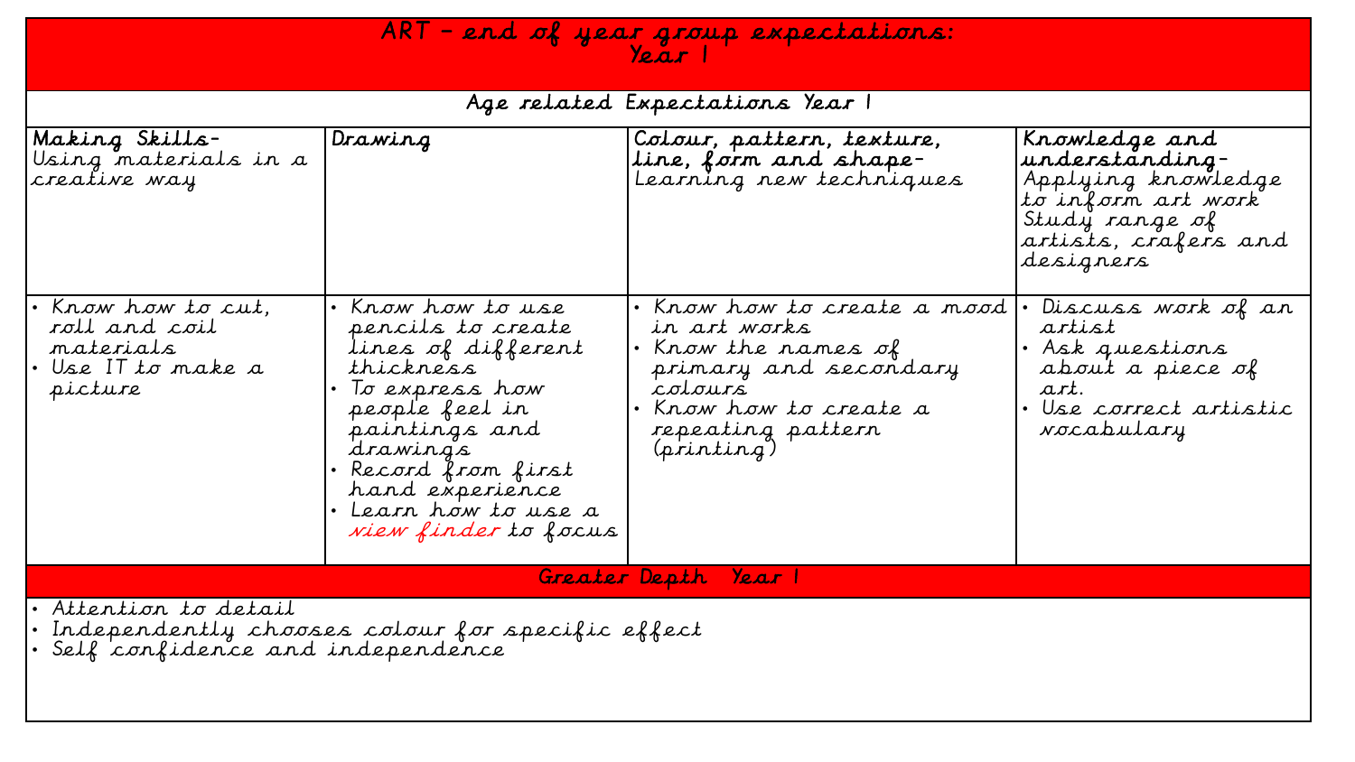# ART – end of year group expectations: Year 1

## Age related Expectations Year 1

| **Making Skills-** Using materials in a creative way | **Drawing** | **Colour, pattern, texture, line, form and shape-** Learning new techniques | **Knowledge and understanding-** Applying knowledge to inform art work Study range of artists, crafers and designers |
|---|---|---|---|
| • Know how to cut, roll and coil materials<br>• Use IT to make a picture | • Know how to use pencils to create lines of different thickness<br>• To express how people feel in paintings and drawings<br>• Record from first hand experience<br>• Learn how to use a *view finder* to focus | • Know how to create a mood in art works<br>• Know the names of primary and secondary colours<br>• Know how to create a repeating pattern (printing) | • Discuss work of an artist<br>• Ask questions about a piece of art.<br>• Use correct artistic vocabulary |

## Greater Depth Year 1

- Attention to detail
- Independently chooses colour for specific effect
- Self confidence and independence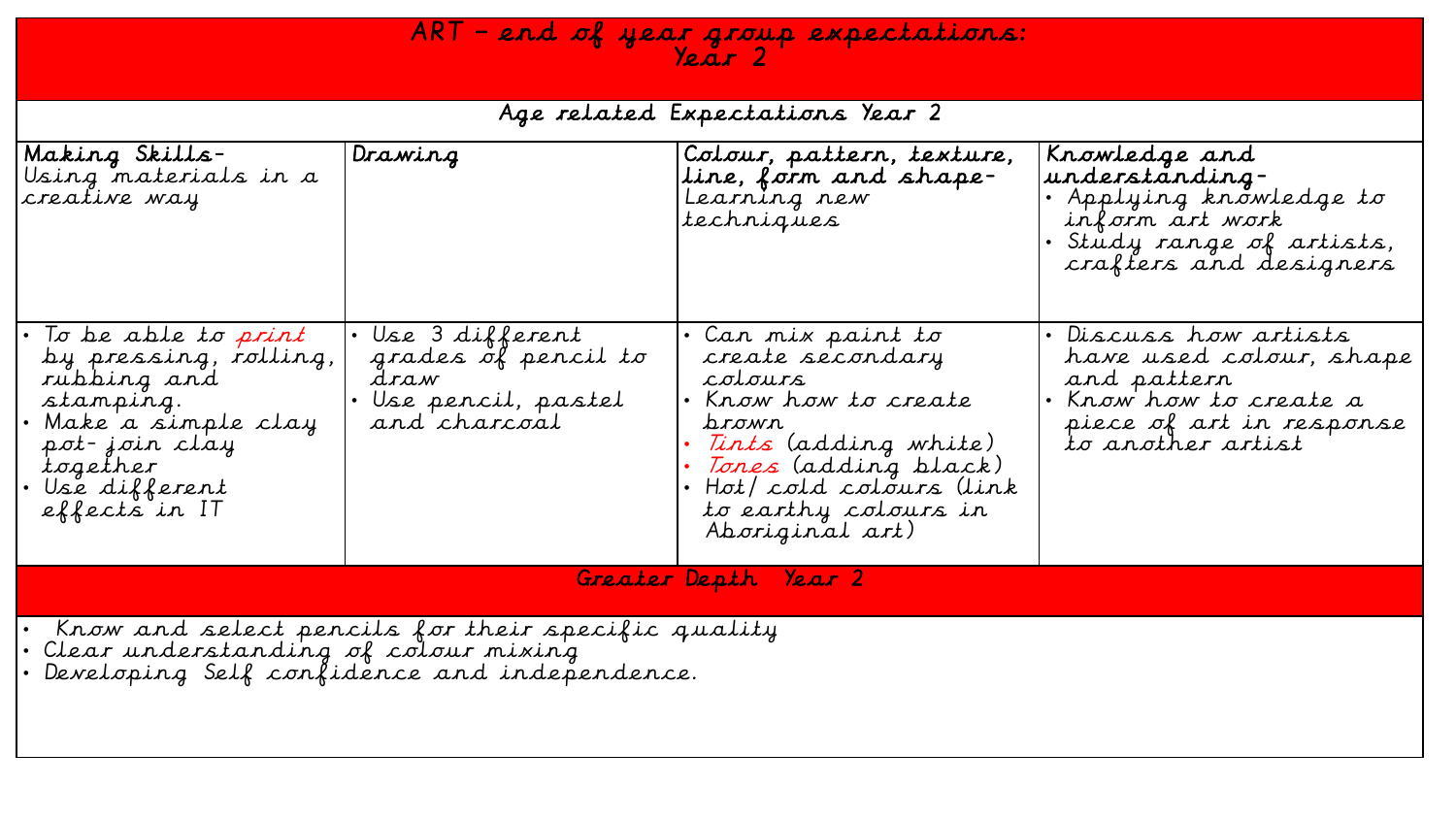# ART – *end of year group expectations:* Year 2

## *Age related Expectations Year 2*

| **Making Skills-** Using materials in a creative way | **Drawing** | **Colour, pattern, texture, line, form and shape-** Learning new techniques | **Knowledge and understanding-** • Applying knowledge to inform art work • Study range of artists, crafters and designers |
|---|---|---|---|
| • To be able to *print* by pressing, rolling, rubbing and stamping. • Make a simple clay pot- join clay together • Use different effects in IT | • Use 3 different grades of pencil to draw • Use pencil, pastel and charcoal | • Can mix paint to create secondary colours • Know how to create brown • *Tints* (adding white) • *Tones* (adding black) • Hot/ cold colours (link to earthy colours in Aboriginal art) | • Discuss how artists have used colour, shape and pattern • Know how to create a piece of art in response to another artist |

## Greater Depth Year 2

- Know and select pencils for their specific quality
- Clear understanding of colour mixing
- Developing Self confidence and independence.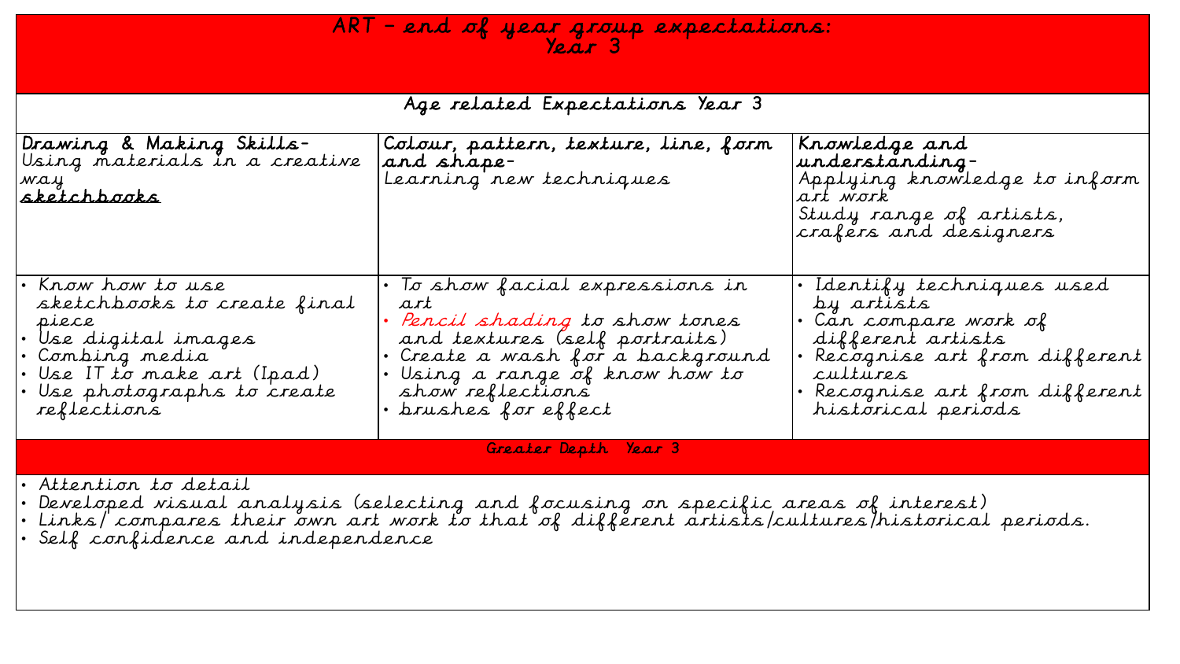# ART – *end of year group expectations:* Year 3

## Age related Expectations Year 3

| **Drawing & Making Skills-** Using materials in a creative way <u>**sketchbooks**</u> | **Colour, pattern, texture, line, form and shape-** Learning new techniques | **Knowledge and understanding-** Applying knowledge to inform art work Study range of artists, crafers and designers |
|---|---|---|
| • Know how to use sketchbooks to create final piece<br>• Use digital images<br>• Combing media<br>• Use IT to make art (Ipad)<br>• Use photographs to create reflections | • To show facial expressions in art<br>• Pencil shading to show tones and textures (self portraits)<br>• Create a wash for a background<br>• Using a range of know how to show reflections<br>• brushes for effect | • Identify techniques used by artists<br>• Can compare work of different artists<br>• Recognise art from different cultures<br>• Recognise art from different historical periods |

## Greater Depth Year 3

- Attention to detail
- Developed visual analysis (selecting and focusing on specific areas of interest)
- Links/ compares their own art work to that of different artists/cultures/historical periods.
- Self confidence and independence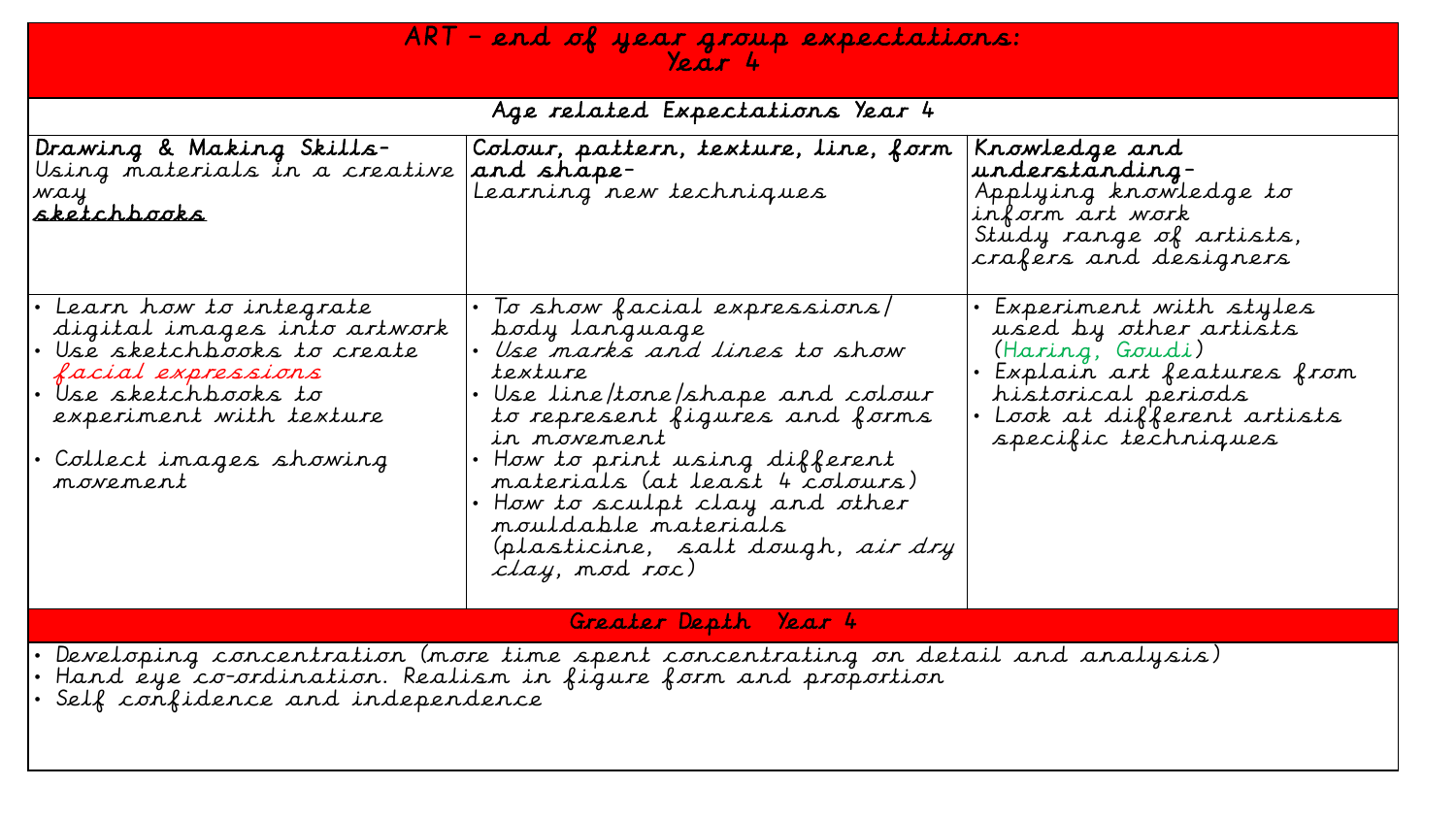# ART – end of year group expectations: Year 4

## Age related Expectations Year 4

| **Drawing & Making Skills-** Using materials in a creative way **sketchbooks** | **Colour, pattern, texture, line, form and shape-** Learning new techniques | **Knowledge and understanding-** Applying knowledge to inform art work Study range of artists, crafers and designers |
|---|---|---|
| • Learn how to integrate digital images into artwork<br>• Use sketchbooks to create *facial expressions*<br>• Use sketchbooks to experiment with texture<br>• Collect images showing movement | • To show facial expressions/ body language<br>• Use marks and lines to show texture<br>• Use line/tone/shape and colour to represent figures and forms in movement<br>• How to print using different materials (at least 4 colours)<br>• How to sculpt clay and other mouldable materials (plasticine, salt dough, air dry clay, mod roc) | • Experiment with styles used by other artists (Haring, Goudi)<br>• Explain art features from historical periods<br>• Look at different artists specific techniques |

## Greater Depth Year 4

- Developing concentration (more time spent concentrating on detail and analysis)
- Hand eye co-ordination. Realism in figure form and proportion
- Self confidence and independence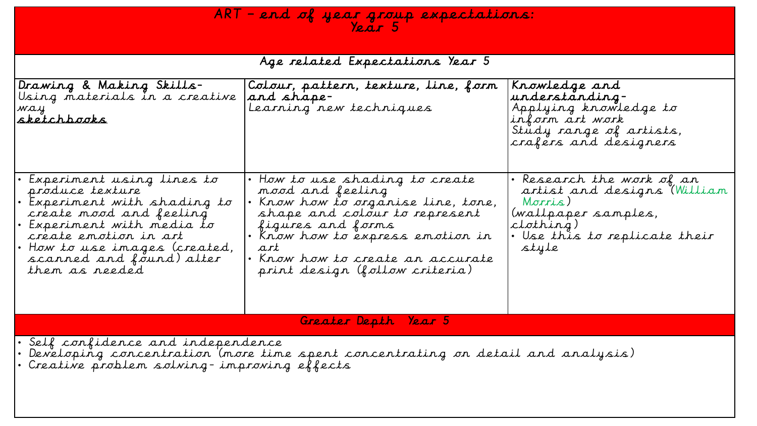# ART – end of year group expectations: Year 5

## Age related Expectations Year 5

| Drawing & Making Skills- Using materials in a creative way **sketchbooks** | Colour, pattern, texture, line, form and shape- Learning new techniques | Knowledge and understanding- Applying knowledge to inform art work Study range of artists, crafers and designers |
|---|---|---|
| • Experiment using lines to produce texture<br>• Experiment with shading to create mood and feeling<br>• Experiment with media to create emotion in art<br>• How to use images (created, scanned and found) alter them as needed | • How to use shading to create mood and feeling<br>• Know how to organise line, tone, shape and colour to represent figures and forms<br>• Know how to express emotion in art<br>• Know how to create an accurate print design (follow criteria) | • Research the work of an artist and designs (William Morris) (wallpaper samples, clothing)<br>• Use this to replicate their style |

## Greater Depth Year 5

- Self confidence and independence
- Developing concentration (more time spent concentrating on detail and analysis)
- Creative problem solving- improving effects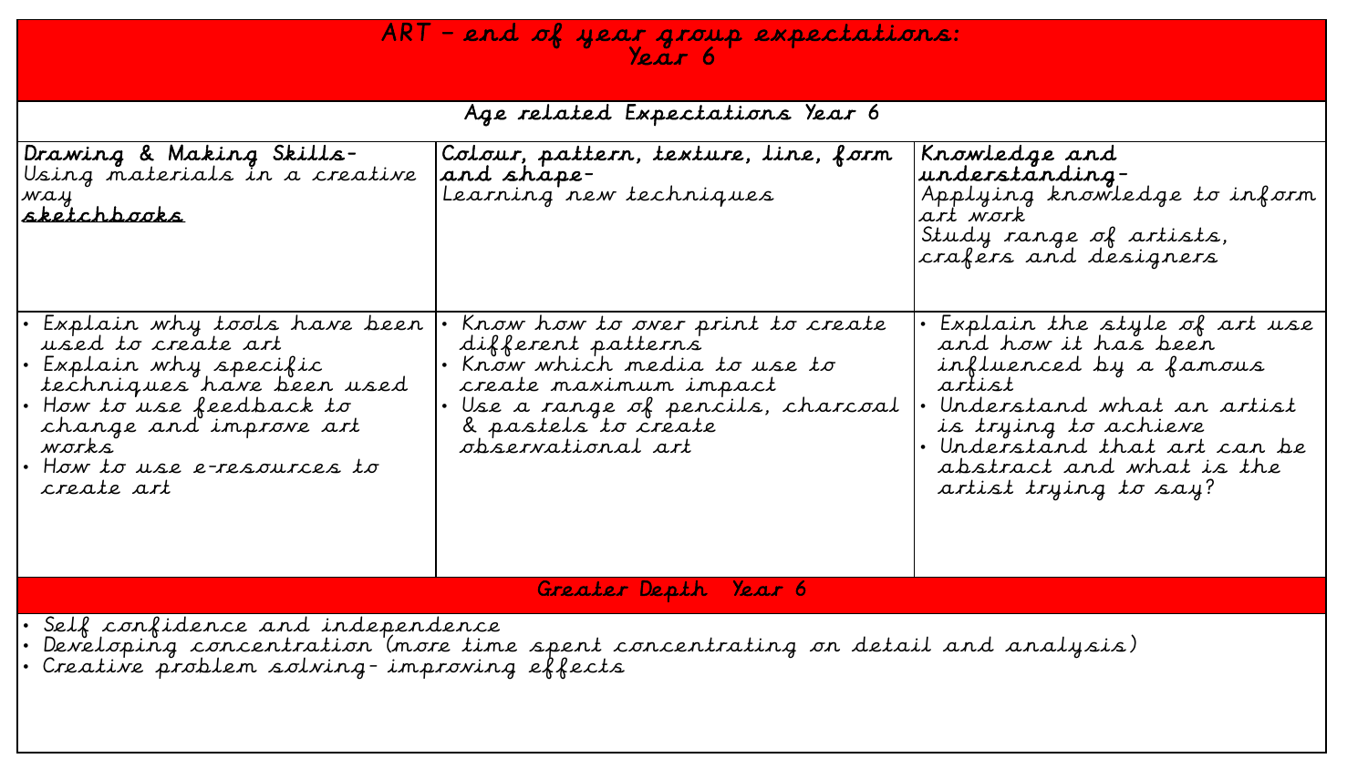# ART – end of year group expectations: Year 6

## Age related Expectations Year 6

| **Drawing & Making Skills-** Using materials in a creative way **sketchbooks** | **Colour, pattern, texture, line, form and shape-** Learning new techniques | **Knowledge and understanding-** Applying knowledge to inform art work Study range of artists, crafers and designers |
|---|---|---|
| • Explain why tools have been used to create art<br>• Explain why specific techniques have been used<br>• How to use feedback to change and improve art works<br>• How to use e-resources to create art | • Know how to over print to create different patterns<br>• Know which media to use to create maximum impact<br>• Use a range of pencils, charcoal & pastels to create observational art | • Explain the style of art use and how it has been influenced by a famous artist<br>• Understand what an artist is trying to achieve<br>• Understand that art can be abstract and what is the artist trying to say? |

## Greater Depth Year 6

- Self confidence and independence
- Developing concentration (more time spent concentrating on detail and analysis)
- Creative problem solving- improving effects